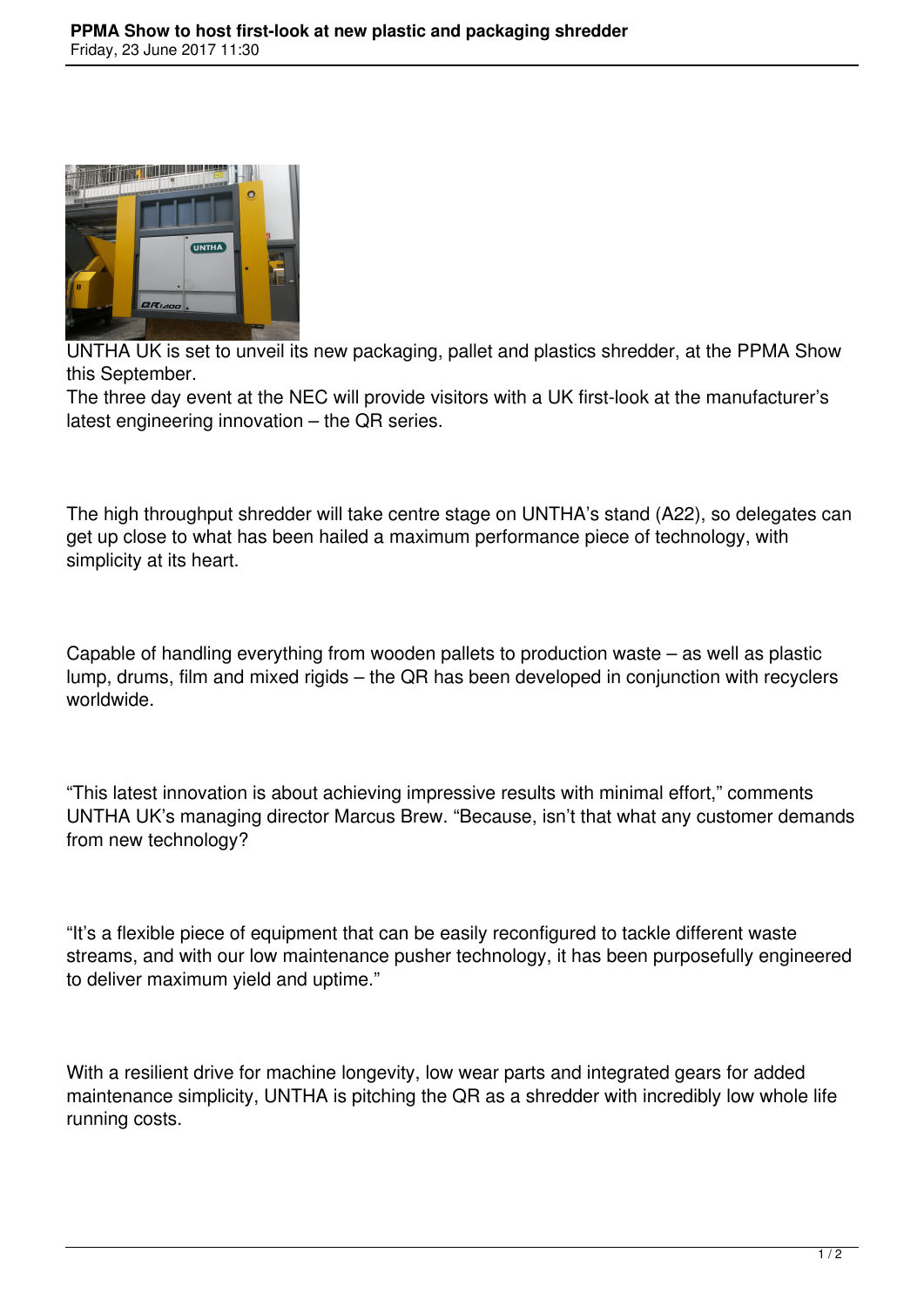# PPMA Show to host first-look at new plastic and packaging shredder

Friday, 23 June 2017 11:30

UNTHA UK is set to unveil its new packaging, pallet and plastics shredder, at the PPMA Show this September.

The three day event at the NEC will provide visitors with a UK first-look at the manufacturer's latest engineering innovation – the QR series.

The high throughput shredder will take centre stage on UNTHA's stand (A22), so delegates can get up close to what has been hailed a maximum performance piece of technology, with simplicity at its heart.

Capable of handling everything from wooden pallets to production waste – as well as plastic lump, drums, film and mixed rigids – the QR has been developed in conjunction with recyclers worldwide.

"This latest innovation is about achieving impressive results with minimal effort," comments UNTHA UK's managing director Marcus Brew. "Because, isn't that what any customer demands from new technology?

"It's a flexible piece of equipment that can be easily reconfigured to tackle different waste streams, and with our low maintenance pusher technology, it has been purposefully engineered to deliver maximum yield and uptime."

With a resilient drive for machine longevity, low wear parts and integrated gears for added maintenance simplicity, UNTHA is pitching the QR as a shredder with incredibly low whole life running costs.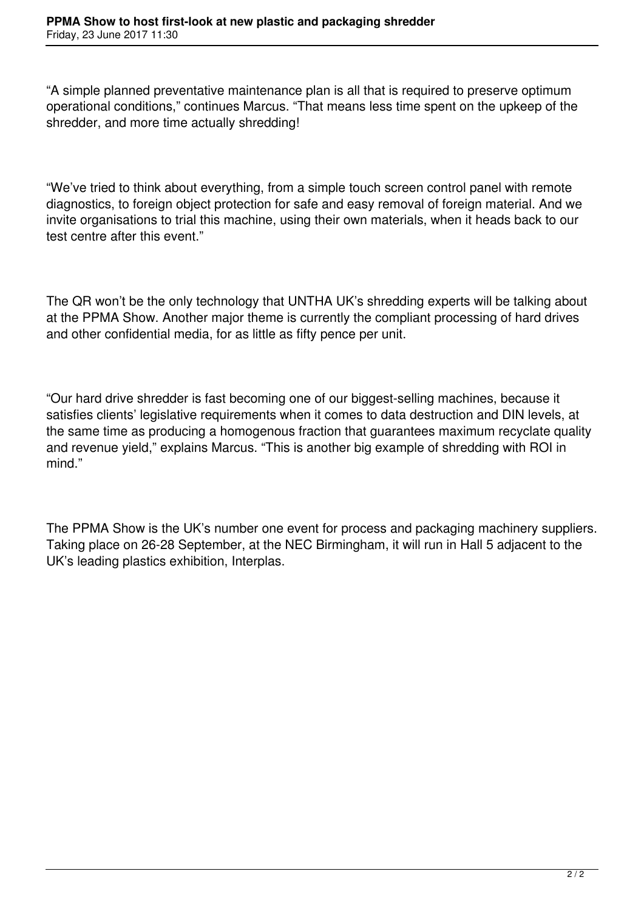“A simple planned preventative maintenance plan is all that is required to preserve optimum operational conditions,” continues Marcus. “That means less time spent on the upkeep of the shredder, and more time actually shredding!

“We’ve tried to think about everything, from a simple touch screen control panel with remote diagnostics, to foreign object protection for safe and easy removal of foreign material. And we invite organisations to trial this machine, using their own materials, when it heads back to our test centre after this event.”

The QR won’t be the only technology that UNTHA UK’s shredding experts will be talking about at the PPMA Show. Another major theme is currently the compliant processing of hard drives and other confidential media, for as little as fifty pence per unit.

“Our hard drive shredder is fast becoming one of our biggest-selling machines, because it satisfies clients’ legislative requirements when it comes to data destruction and DIN levels, at the same time as producing a homogenous fraction that guarantees maximum recyclate quality and revenue yield,” explains Marcus. “This is another big example of shredding with ROI in mind.”

The PPMA Show is the UK’s number one event for process and packaging machinery suppliers. Taking place on 26-28 September, at the NEC Birmingham, it will run in Hall 5 adjacent to the UK’s leading plastics exhibition, Interplas.